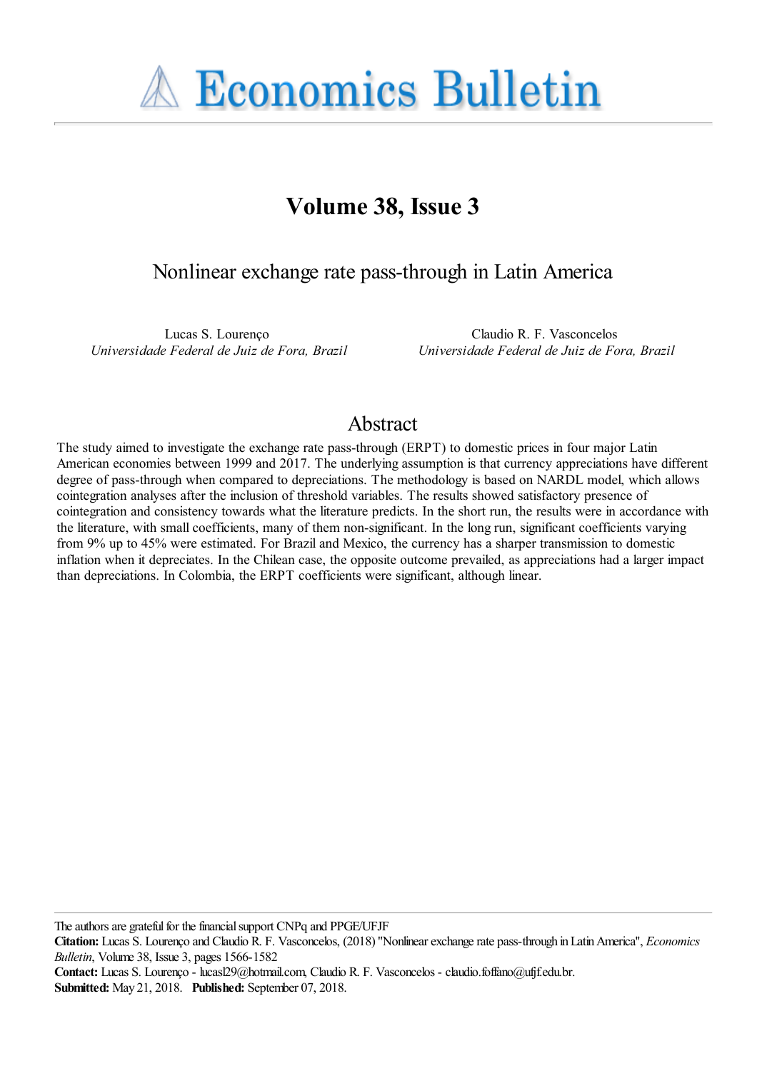# Economics Bulletin

## Volume 38, Issue 3

# Nonlinear exchange rate pass-through in Latin America

Lucas S. Lourenço
*Universidade Federal de Juiz de Fora, Brazil*

Claudio R. F. Vasconcelos
*Universidade Federal de Juiz de Fora, Brazil*

## Abstract

The study aimed to investigate the exchange rate pass-through (ERPT) to domestic prices in four major Latin American economies between 1999 and 2017. The underlying assumption is that currency appreciations have different degree of pass-through when compared to depreciations. The methodology is based on NARDL model, which allows cointegration analyses after the inclusion of threshold variables. The results showed satisfactory presence of cointegration and consistency towards what the literature predicts. In the short run, the results were in accordance with the literature, with small coefficients, many of them non-significant. In the long run, significant coefficients varying from 9% up to 45% were estimated. For Brazil and Mexico, the currency has a sharper transmission to domestic inflation when it depreciates. In the Chilean case, the opposite outcome prevailed, as appreciations had a larger impact than depreciations. In Colombia, the ERPT coefficients were significant, although linear.

The authors are grateful for the financial support CNPq and PPGE/UFJF

**Citation:** Lucas S. Lourenço and Claudio R. F. Vasconcelos, (2018) "Nonlinear exchange rate pass-through in Latin America", *Economics Bulletin*, Volume 38, Issue 3, pages 1566-1582

**Contact:** Lucas S. Lourenço - lucasl29@hotmail.com, Claudio R. F. Vasconcelos - claudio.foffano@ufjf.edu.br.

**Submitted:** May 21, 2018. **Published:** September 07, 2018.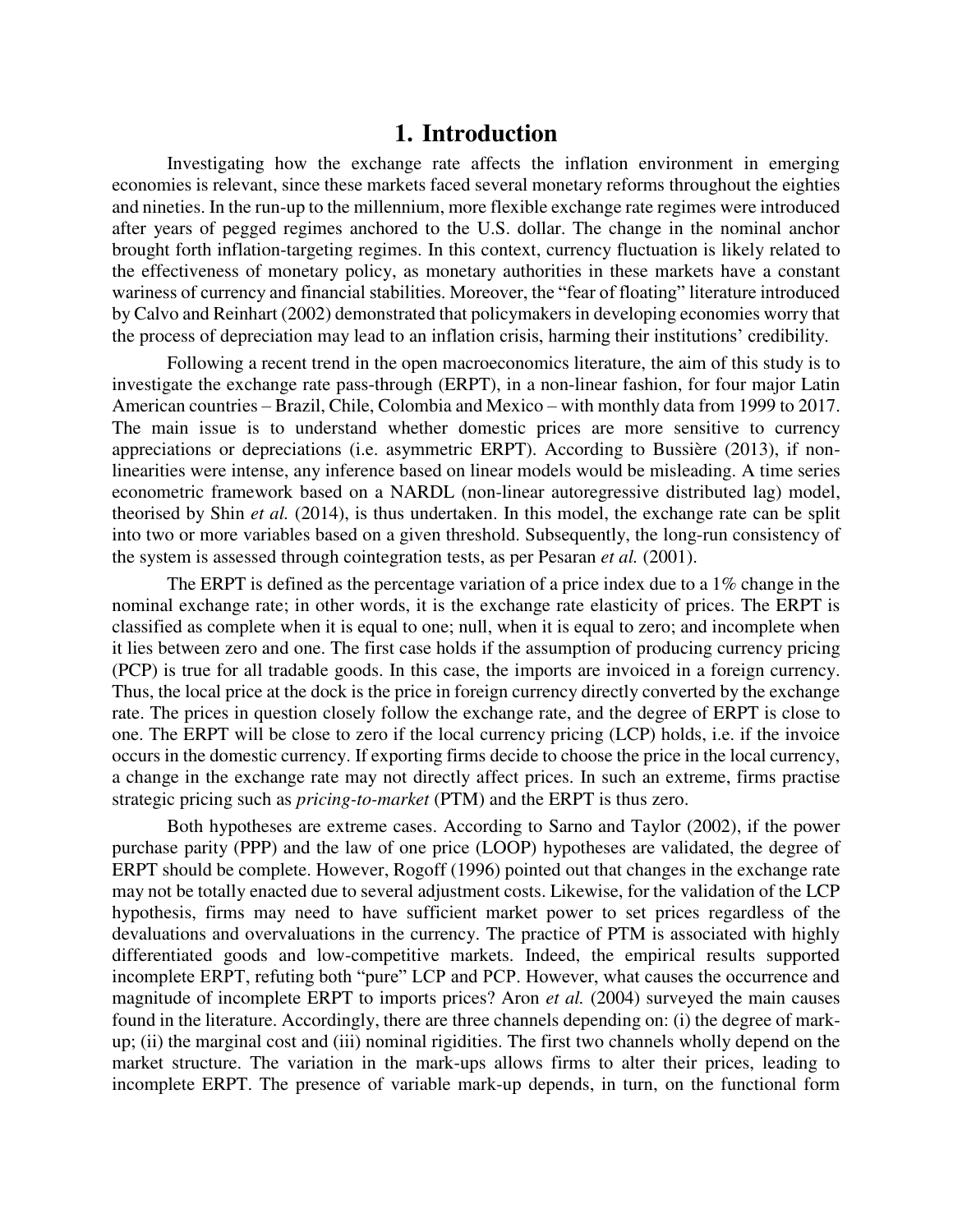# 1. Introduction

Investigating how the exchange rate affects the inflation environment in emerging economies is relevant, since these markets faced several monetary reforms throughout the eighties and nineties. In the run-up to the millennium, more flexible exchange rate regimes were introduced after years of pegged regimes anchored to the U.S. dollar. The change in the nominal anchor brought forth inflation-targeting regimes. In this context, currency fluctuation is likely related to the effectiveness of monetary policy, as monetary authorities in these markets have a constant wariness of currency and financial stabilities. Moreover, the "fear of floating" literature introduced by Calvo and Reinhart (2002) demonstrated that policymakers in developing economies worry that the process of depreciation may lead to an inflation crisis, harming their institutions' credibility.

Following a recent trend in the open macroeconomics literature, the aim of this study is to investigate the exchange rate pass-through (ERPT), in a non-linear fashion, for four major Latin American countries – Brazil, Chile, Colombia and Mexico – with monthly data from 1999 to 2017. The main issue is to understand whether domestic prices are more sensitive to currency appreciations or depreciations (i.e. asymmetric ERPT). According to Bussière (2013), if non-linearities were intense, any inference based on linear models would be misleading. A time series econometric framework based on a NARDL (non-linear autoregressive distributed lag) model, theorised by Shin *et al.* (2014), is thus undertaken. In this model, the exchange rate can be split into two or more variables based on a given threshold. Subsequently, the long-run consistency of the system is assessed through cointegration tests, as per Pesaran *et al.* (2001).

The ERPT is defined as the percentage variation of a price index due to a 1% change in the nominal exchange rate; in other words, it is the exchange rate elasticity of prices. The ERPT is classified as complete when it is equal to one; null, when it is equal to zero; and incomplete when it lies between zero and one. The first case holds if the assumption of producing currency pricing (PCP) is true for all tradable goods. In this case, the imports are invoiced in a foreign currency. Thus, the local price at the dock is the price in foreign currency directly converted by the exchange rate. The prices in question closely follow the exchange rate, and the degree of ERPT is close to one. The ERPT will be close to zero if the local currency pricing (LCP) holds, i.e. if the invoice occurs in the domestic currency. If exporting firms decide to choose the price in the local currency, a change in the exchange rate may not directly affect prices. In such an extreme, firms practise strategic pricing such as *pricing-to-market* (PTM) and the ERPT is thus zero.

Both hypotheses are extreme cases. According to Sarno and Taylor (2002), if the power purchase parity (PPP) and the law of one price (LOOP) hypotheses are validated, the degree of ERPT should be complete. However, Rogoff (1996) pointed out that changes in the exchange rate may not be totally enacted due to several adjustment costs. Likewise, for the validation of the LCP hypothesis, firms may need to have sufficient market power to set prices regardless of the devaluations and overvaluations in the currency. The practice of PTM is associated with highly differentiated goods and low-competitive markets. Indeed, the empirical results supported incomplete ERPT, refuting both "pure" LCP and PCP. However, what causes the occurrence and magnitude of incomplete ERPT to imports prices? Aron *et al.* (2004) surveyed the main causes found in the literature. Accordingly, there are three channels depending on: (i) the degree of mark-up; (ii) the marginal cost and (iii) nominal rigidities. The first two channels wholly depend on the market structure. The variation in the mark-ups allows firms to alter their prices, leading to incomplete ERPT. The presence of variable mark-up depends, in turn, on the functional form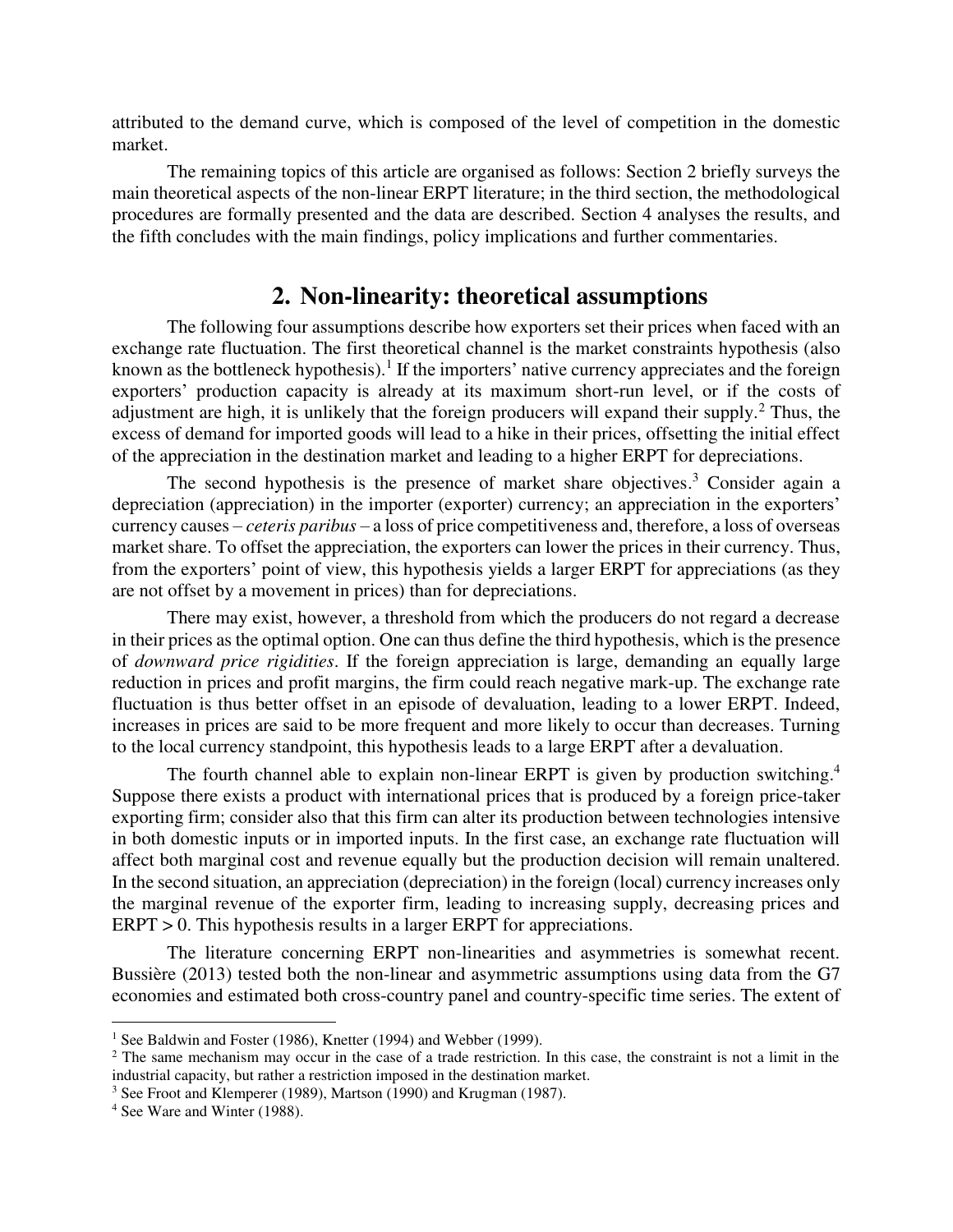attributed to the demand curve, which is composed of the level of competition in the domestic market.

The remaining topics of this article are organised as follows: Section 2 briefly surveys the main theoretical aspects of the non-linear ERPT literature; in the third section, the methodological procedures are formally presented and the data are described. Section 4 analyses the results, and the fifth concludes with the main findings, policy implications and further commentaries.

## 2. Non-linearity: theoretical assumptions

The following four assumptions describe how exporters set their prices when faced with an exchange rate fluctuation. The first theoretical channel is the market constraints hypothesis (also known as the bottleneck hypothesis).[1] If the importers' native currency appreciates and the foreign exporters' production capacity is already at its maximum short-run level, or if the costs of adjustment are high, it is unlikely that the foreign producers will expand their supply.[2] Thus, the excess of demand for imported goods will lead to a hike in their prices, offsetting the initial effect of the appreciation in the destination market and leading to a higher ERPT for depreciations.

The second hypothesis is the presence of market share objectives.[3] Consider again a depreciation (appreciation) in the importer (exporter) currency; an appreciation in the exporters' currency causes – *ceteris paribus* – a loss of price competitiveness and, therefore, a loss of overseas market share. To offset the appreciation, the exporters can lower the prices in their currency. Thus, from the exporters' point of view, this hypothesis yields a larger ERPT for appreciations (as they are not offset by a movement in prices) than for depreciations.

There may exist, however, a threshold from which the producers do not regard a decrease in their prices as the optimal option. One can thus define the third hypothesis, which is the presence of *downward price rigidities*. If the foreign appreciation is large, demanding an equally large reduction in prices and profit margins, the firm could reach negative mark-up. The exchange rate fluctuation is thus better offset in an episode of devaluation, leading to a lower ERPT. Indeed, increases in prices are said to be more frequent and more likely to occur than decreases. Turning to the local currency standpoint, this hypothesis leads to a large ERPT after a devaluation.

The fourth channel able to explain non-linear ERPT is given by production switching.[4] Suppose there exists a product with international prices that is produced by a foreign price-taker exporting firm; consider also that this firm can alter its production between technologies intensive in both domestic inputs or in imported inputs. In the first case, an exchange rate fluctuation will affect both marginal cost and revenue equally but the production decision will remain unaltered. In the second situation, an appreciation (depreciation) in the foreign (local) currency increases only the marginal revenue of the exporter firm, leading to increasing supply, decreasing prices and ERPT > 0. This hypothesis results in a larger ERPT for appreciations.

The literature concerning ERPT non-linearities and asymmetries is somewhat recent. Bussière (2013) tested both the non-linear and asymmetric assumptions using data from the G7 economies and estimated both cross-country panel and country-specific time series. The extent of

---

[1] See Baldwin and Foster (1986), Knetter (1994) and Webber (1999).

[2] The same mechanism may occur in the case of a trade restriction. In this case, the constraint is not a limit in the industrial capacity, but rather a restriction imposed in the destination market.

[3] See Froot and Klemperer (1989), Martson (1990) and Krugman (1987).

[4] See Ware and Winter (1988).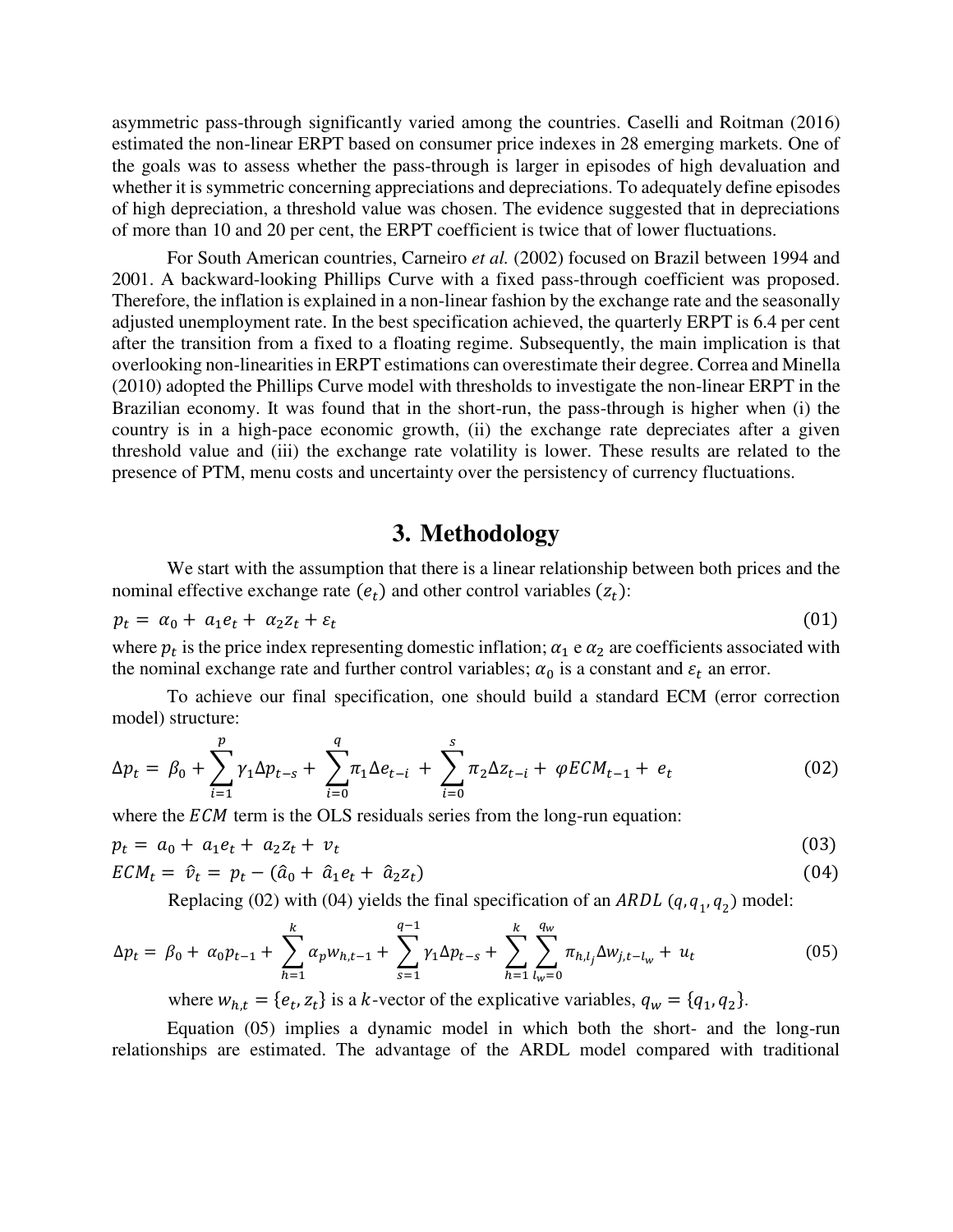asymmetric pass-through significantly varied among the countries. Caselli and Roitman (2016) estimated the non-linear ERPT based on consumer price indexes in 28 emerging markets. One of the goals was to assess whether the pass-through is larger in episodes of high devaluation and whether it is symmetric concerning appreciations and depreciations. To adequately define episodes of high depreciation, a threshold value was chosen. The evidence suggested that in depreciations of more than 10 and 20 per cent, the ERPT coefficient is twice that of lower fluctuations.

For South American countries, Carneiro *et al.* (2002) focused on Brazil between 1994 and 2001. A backward-looking Phillips Curve with a fixed pass-through coefficient was proposed. Therefore, the inflation is explained in a non-linear fashion by the exchange rate and the seasonally adjusted unemployment rate. In the best specification achieved, the quarterly ERPT is 6.4 per cent after the transition from a fixed to a floating regime. Subsequently, the main implication is that overlooking non-linearities in ERPT estimations can overestimate their degree. Correa and Minella (2010) adopted the Phillips Curve model with thresholds to investigate the non-linear ERPT in the Brazilian economy. It was found that in the short-run, the pass-through is higher when (i) the country is in a high-pace economic growth, (ii) the exchange rate depreciates after a given threshold value and (iii) the exchange rate volatility is lower. These results are related to the presence of PTM, menu costs and uncertainty over the persistency of currency fluctuations.

## 3. Methodology

We start with the assumption that there is a linear relationship between both prices and the nominal effective exchange rate $(e_t)$ and other control variables $(z_t)$:

$$p_t = \alpha_0 + \alpha_1 e_t + \alpha_2 z_t + \varepsilon_t \quad (01)$$

where $p_t$ is the price index representing domestic inflation; $\alpha_1$ e $\alpha_2$ are coefficients associated with the nominal exchange rate and further control variables; $\alpha_0$ is a constant and $\varepsilon_t$ an error.

To achieve our final specification, one should build a standard ECM (error correction model) structure:

$$\Delta p_t = \beta_0 + \sum_{i=1}^{p} \gamma_1 \Delta p_{t-s} + \sum_{i=0}^{q} \pi_1 \Delta e_{t-i} + \sum_{i=0}^{s} \pi_2 \Delta z_{t-i} + \varphi ECM_{t-1} + e_t \quad (02)$$

where the $ECM$ term is the OLS residuals series from the long-run equation:

$$p_t = a_0 + a_1 e_t + a_2 z_t + v_t \quad (03)$$

$$ECM_t = \hat{v}_t = p_t - (\hat{a}_0 + \hat{a}_1 e_t + \hat{a}_2 z_t) \quad (04)$$

Replacing (02) with (04) yields the final specification of an $ARDL\ (q, q_1, q_2)$ model:

$$\Delta p_t = \beta_0 + \alpha_0 p_{t-1} + \sum_{h=1}^{k} \alpha_p w_{h,t-1} + \sum_{s=1}^{q-1} \gamma_1 \Delta p_{t-s} + \sum_{h=1}^{k} \sum_{l_w=0}^{q_w} \pi_{h,l_j} \Delta w_{j,t-l_w} + u_t \quad (05)$$

where $w_{h,t} = \{e_t, z_t\}$ is a $k$-vector of the explicative variables, $q_w = \{q_1, q_2\}$.

Equation (05) implies a dynamic model in which both the short- and the long-run relationships are estimated. The advantage of the ARDL model compared with traditional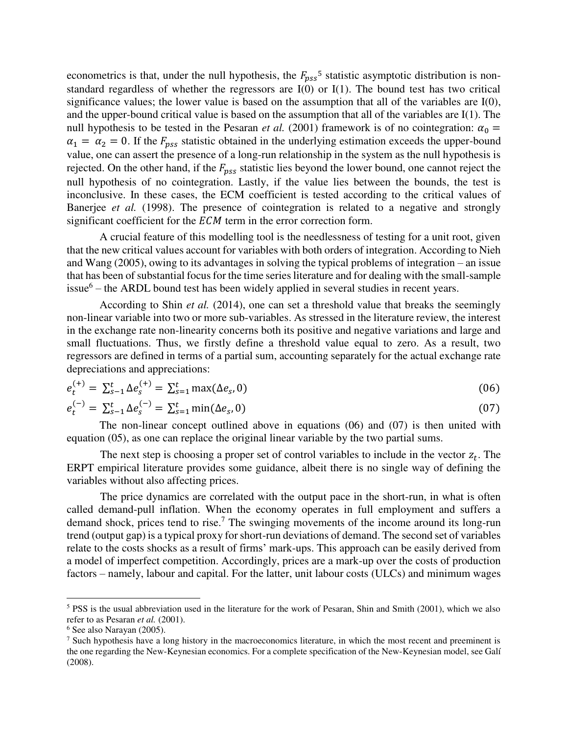econometrics is that, under the null hypothesis, the $F_{pss}$[5] statistic asymptotic distribution is non-standard regardless of whether the regressors are I(0) or I(1). The bound test has two critical significance values; the lower value is based on the assumption that all of the variables are I(0), and the upper-bound critical value is based on the assumption that all of the variables are I(1). The null hypothesis to be tested in the Pesaran *et al.* (2001) framework is of no cointegration: $\alpha_0 = \alpha_1 = \alpha_2 = 0$. If the $F_{pss}$ statistic obtained in the underlying estimation exceeds the upper-bound value, one can assert the presence of a long-run relationship in the system as the null hypothesis is rejected. On the other hand, if the $F_{pss}$ statistic lies beyond the lower bound, one cannot reject the null hypothesis of no cointegration. Lastly, if the value lies between the bounds, the test is inconclusive. In these cases, the ECM coefficient is tested according to the critical values of Banerjee *et al.* (1998). The presence of cointegration is related to a negative and strongly significant coefficient for the $ECM$ term in the error correction form.

A crucial feature of this modelling tool is the needlessness of testing for a unit root, given that the new critical values account for variables with both orders of integration. According to Nieh and Wang (2005), owing to its advantages in solving the typical problems of integration – an issue that has been of substantial focus for the time series literature and for dealing with the small-sample issue[6] – the ARDL bound test has been widely applied in several studies in recent years.

According to Shin *et al.* (2014), one can set a threshold value that breaks the seemingly non-linear variable into two or more sub-variables. As stressed in the literature review, the interest in the exchange rate non-linearity concerns both its positive and negative variations and large and small fluctuations. Thus, we firstly define a threshold value equal to zero. As a result, two regressors are defined in terms of a partial sum, accounting separately for the actual exchange rate depreciations and appreciations:

$$e_t^{(+)} = \sum_{s-1}^{t} \Delta e_s^{(+)} = \sum_{s=1}^{t} \max(\Delta e_s, 0) \tag{06}$$

$$e_t^{(-)} = \sum_{s-1}^{t} \Delta e_s^{(-)} = \sum_{s=1}^{t} \min(\Delta e_s, 0) \tag{07}$$

The non-linear concept outlined above in equations (06) and (07) is then united with equation (05), as one can replace the original linear variable by the two partial sums.

The next step is choosing a proper set of control variables to include in the vector $z_t$. The ERPT empirical literature provides some guidance, albeit there is no single way of defining the variables without also affecting prices.

The price dynamics are correlated with the output pace in the short-run, in what is often called demand-pull inflation. When the economy operates in full employment and suffers a demand shock, prices tend to rise.[7] The swinging movements of the income around its long-run trend (output gap) is a typical proxy for short-run deviations of demand. The second set of variables relate to the costs shocks as a result of firms' mark-ups. This approach can be easily derived from a model of imperfect competition. Accordingly, prices are a mark-up over the costs of production factors – namely, labour and capital. For the latter, unit labour costs (ULCs) and minimum wages

---

[5] PSS is the usual abbreviation used in the literature for the work of Pesaran, Shin and Smith (2001), which we also refer to as Pesaran *et al.* (2001).

[6] See also Narayan (2005).

[7] Such hypothesis have a long history in the macroeconomics literature, in which the most recent and preeminent is the one regarding the New-Keynesian economics. For a complete specification of the New-Keynesian model, see Galí (2008).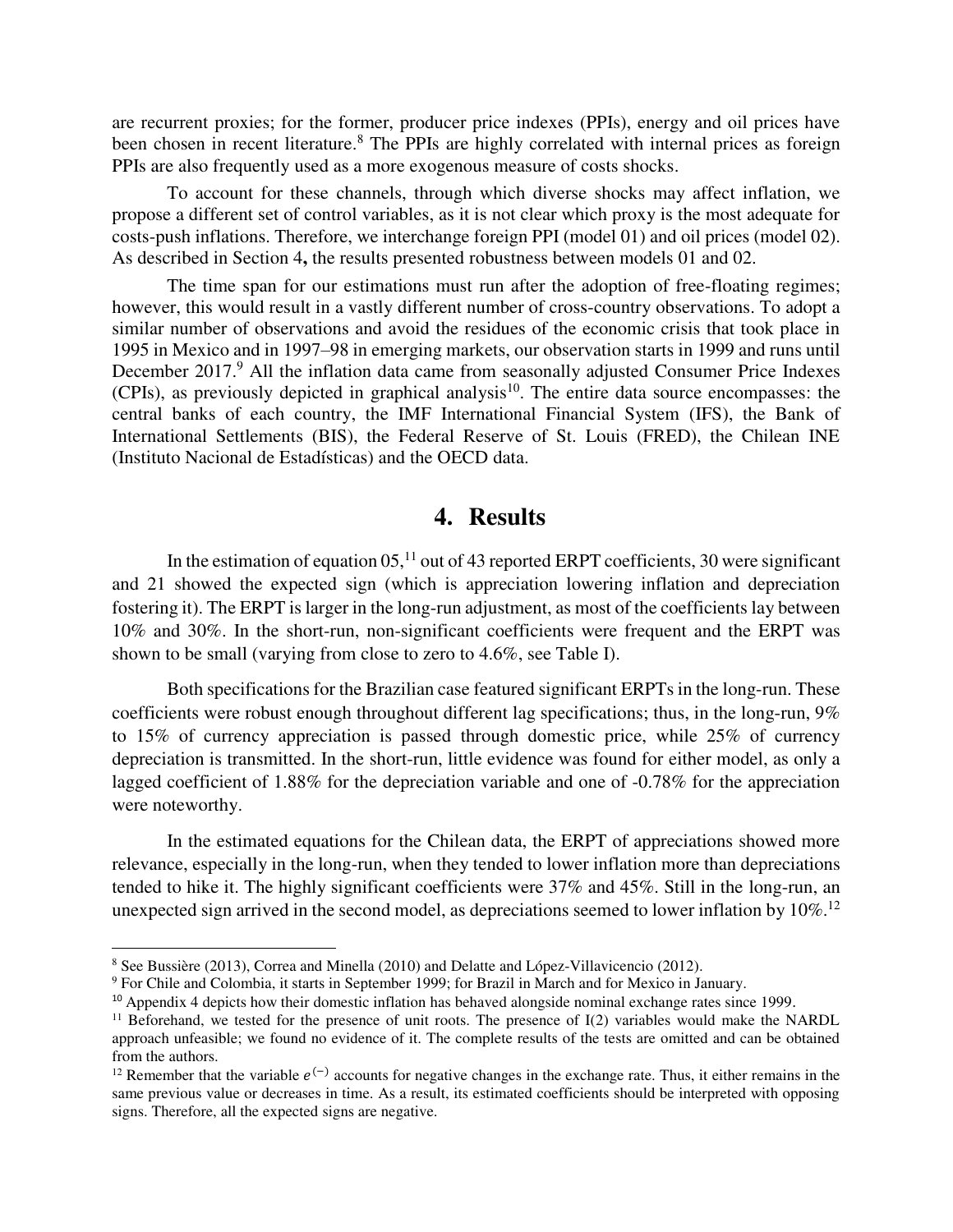are recurrent proxies; for the former, producer price indexes (PPIs), energy and oil prices have been chosen in recent literature.[8] The PPIs are highly correlated with internal prices as foreign PPIs are also frequently used as a more exogenous measure of costs shocks.

To account for these channels, through which diverse shocks may affect inflation, we propose a different set of control variables, as it is not clear which proxy is the most adequate for costs-push inflations. Therefore, we interchange foreign PPI (model 01) and oil prices (model 02). As described in Section 4**,** the results presented robustness between models 01 and 02.

The time span for our estimations must run after the adoption of free-floating regimes; however, this would result in a vastly different number of cross-country observations. To adopt a similar number of observations and avoid the residues of the economic crisis that took place in 1995 in Mexico and in 1997–98 in emerging markets, our observation starts in 1999 and runs until December 2017.[9] All the inflation data came from seasonally adjusted Consumer Price Indexes (CPIs), as previously depicted in graphical analysis[10]. The entire data source encompasses: the central banks of each country, the IMF International Financial System (IFS), the Bank of International Settlements (BIS), the Federal Reserve of St. Louis (FRED), the Chilean INE (Instituto Nacional de Estadísticas) and the OECD data.

# 4. Results

In the estimation of equation 05,[11] out of 43 reported ERPT coefficients, 30 were significant and 21 showed the expected sign (which is appreciation lowering inflation and depreciation fostering it). The ERPT is larger in the long-run adjustment, as most of the coefficients lay between 10% and 30%. In the short-run, non-significant coefficients were frequent and the ERPT was shown to be small (varying from close to zero to 4.6%, see Table I).

Both specifications for the Brazilian case featured significant ERPTs in the long-run. These coefficients were robust enough throughout different lag specifications; thus, in the long-run, 9% to 15% of currency appreciation is passed through domestic price, while 25% of currency depreciation is transmitted. In the short-run, little evidence was found for either model, as only a lagged coefficient of 1.88% for the depreciation variable and one of -0.78% for the appreciation were noteworthy.

In the estimated equations for the Chilean data, the ERPT of appreciations showed more relevance, especially in the long-run, when they tended to lower inflation more than depreciations tended to hike it. The highly significant coefficients were 37% and 45%. Still in the long-run, an unexpected sign arrived in the second model, as depreciations seemed to lower inflation by 10%.[12]

---

[8] See Bussière (2013), Correa and Minella (2010) and Delatte and López-Villavicencio (2012).

[9] For Chile and Colombia, it starts in September 1999; for Brazil in March and for Mexico in January.

[10] Appendix 4 depicts how their domestic inflation has behaved alongside nominal exchange rates since 1999.

[11] Beforehand, we tested for the presence of unit roots. The presence of I(2) variables would make the NARDL approach unfeasible; we found no evidence of it. The complete results of the tests are omitted and can be obtained from the authors.

[12] Remember that the variable $e^{(-)}$ accounts for negative changes in the exchange rate. Thus, it either remains in the same previous value or decreases in time. As a result, its estimated coefficients should be interpreted with opposing signs. Therefore, all the expected signs are negative.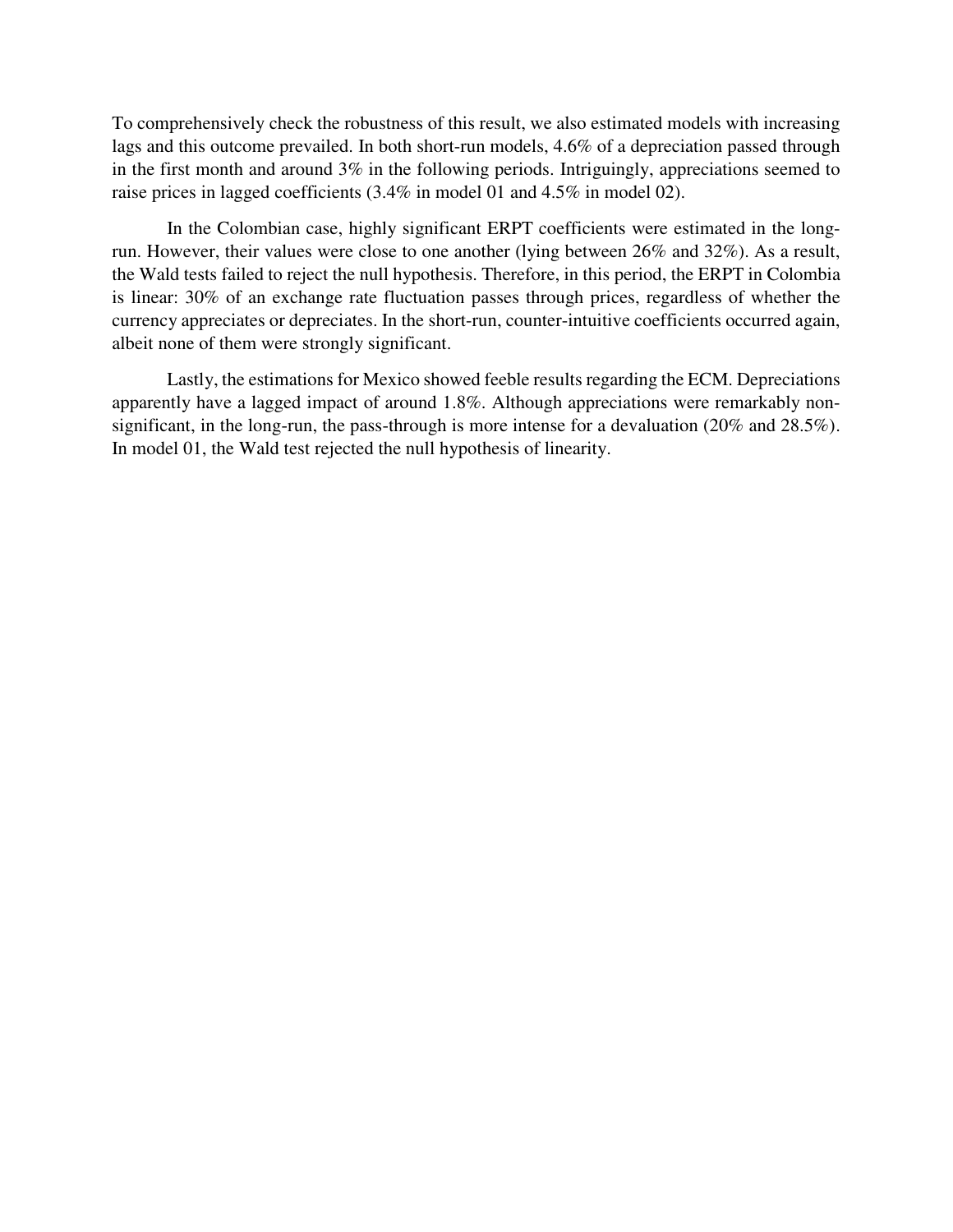To comprehensively check the robustness of this result, we also estimated models with increasing lags and this outcome prevailed. In both short-run models, 4.6% of a depreciation passed through in the first month and around 3% in the following periods. Intriguingly, appreciations seemed to raise prices in lagged coefficients (3.4% in model 01 and 4.5% in model 02).

In the Colombian case, highly significant ERPT coefficients were estimated in the long-run. However, their values were close to one another (lying between 26% and 32%). As a result, the Wald tests failed to reject the null hypothesis. Therefore, in this period, the ERPT in Colombia is linear: 30% of an exchange rate fluctuation passes through prices, regardless of whether the currency appreciates or depreciates. In the short-run, counter-intuitive coefficients occurred again, albeit none of them were strongly significant.

Lastly, the estimations for Mexico showed feeble results regarding the ECM. Depreciations apparently have a lagged impact of around 1.8%. Although appreciations were remarkably non-significant, in the long-run, the pass-through is more intense for a devaluation (20% and 28.5%). In model 01, the Wald test rejected the null hypothesis of linearity.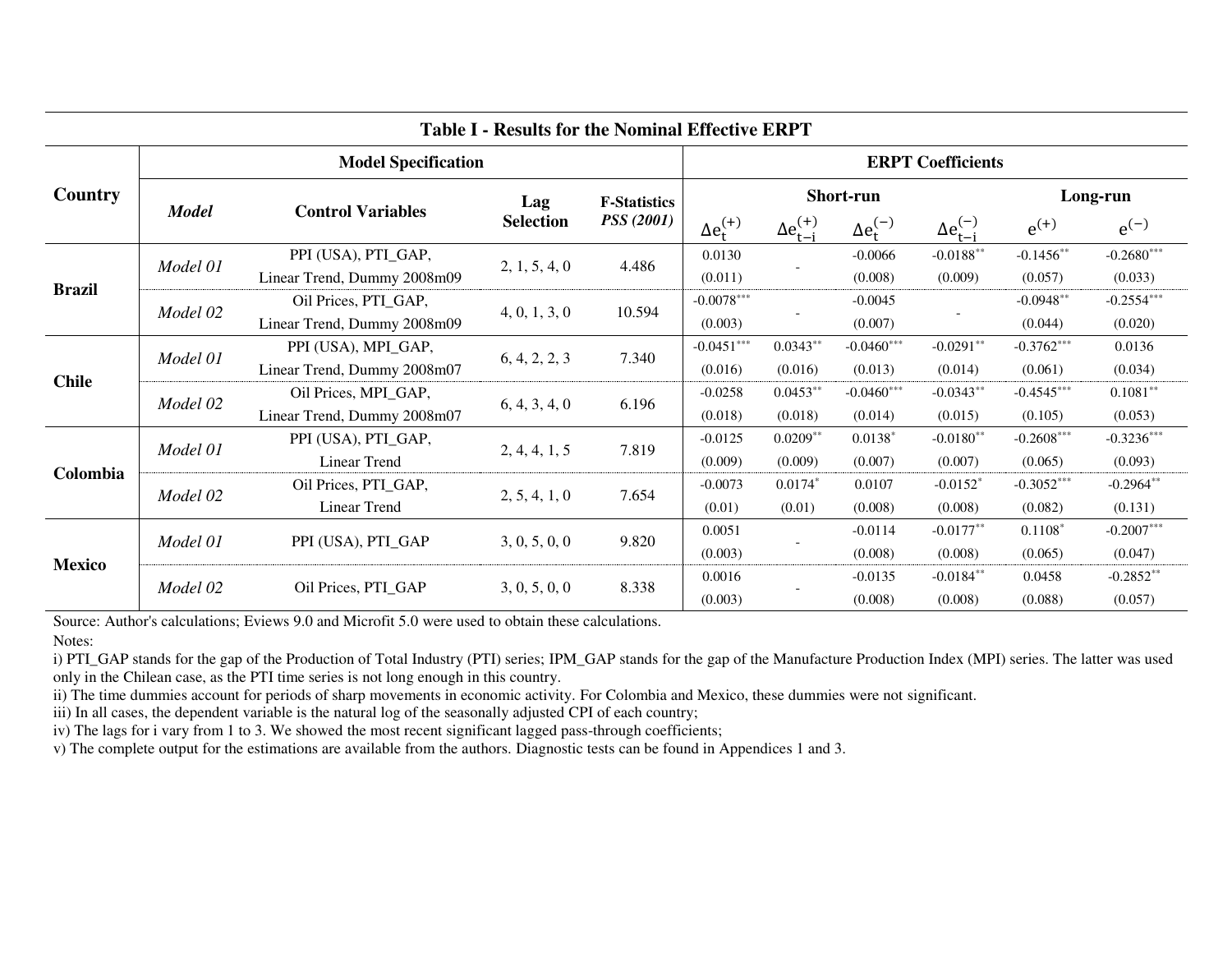**Table I - Results for the Nominal Effective ERPT**

| Country | Model Specification | | | | ERPT Coefficients | | | | | |
|---|---|---|---|---|---|---|---|---|---|---|
| | | | | | Short-run | | | | Long-run | |
| | *Model* | Control Variables | Lag Selection | F-Statistics *PSS (2001)* | $\Delta e_t^{(+)}$ | $\Delta e_{t-i}^{(+)}$ | $\Delta e_t^{(-)}$ | $\Delta e_{t-i}^{(-)}$ | $e^{(+)}$ | $e^{(-)}$ |
| Brazil | *Model 01* | PPI (USA), PTI_GAP, Linear Trend, Dummy 2008m09 | 2, 1, 5, 4, 0 | 4.486 | 0.0130 (0.011) | - | -0.0066 (0.008) | -0.0188** (0.009) | -0.1456** (0.057) | -0.2680*** (0.033) |
| | *Model 02* | Oil Prices, PTI_GAP, Linear Trend, Dummy 2008m09 | 4, 0, 1, 3, 0 | 10.594 | -0.0078*** (0.003) | - | -0.0045 (0.007) | - | -0.0948** (0.044) | -0.2554*** (0.020) |
| Chile | *Model 01* | PPI (USA), MPI_GAP, Linear Trend, Dummy 2008m07 | 6, 4, 2, 2, 3 | 7.340 | -0.0451*** (0.016) | 0.0343** (0.016) | -0.0460*** (0.013) | -0.0291** (0.014) | -0.3762*** (0.061) | 0.0136 (0.034) |
| | *Model 02* | Oil Prices, MPI_GAP, Linear Trend, Dummy 2008m07 | 6, 4, 3, 4, 0 | 6.196 | -0.0258 (0.018) | 0.0453** (0.018) | -0.0460*** (0.014) | -0.0343** (0.015) | -0.4545*** (0.105) | 0.1081** (0.053) |
| Colombia | *Model 01* | PPI (USA), PTI_GAP, Linear Trend | 2, 4, 4, 1, 5 | 7.819 | -0.0125 (0.009) | 0.0209** (0.009) | 0.0138* (0.007) | -0.0180** (0.007) | -0.2608*** (0.065) | -0.3236*** (0.093) |
| | *Model 02* | Oil Prices, PTI_GAP, Linear Trend | 2, 5, 4, 1, 0 | 7.654 | -0.0073 (0.01) | 0.0174* (0.01) | 0.0107 (0.008) | -0.0152* (0.008) | -0.3052*** (0.082) | -0.2964** (0.131) |
| Mexico | *Model 01* | PPI (USA), PTI_GAP | 3, 0, 5, 0, 0 | 9.820 | 0.0051 (0.003) | - | -0.0114 (0.008) | -0.0177** (0.008) | 0.1108* (0.065) | -0.2007*** (0.047) |
| | *Model 02* | Oil Prices, PTI_GAP | 3, 0, 5, 0, 0 | 8.338 | 0.0016 (0.003) | - | -0.0135 (0.008) | -0.0184** (0.008) | 0.0458 (0.088) | -0.2852** (0.057) |

Source: Author's calculations; Eviews 9.0 and Microfit 5.0 were used to obtain these calculations.

Notes:

i) PTI_GAP stands for the gap of the Production of Total Industry (PTI) series; IPM_GAP stands for the gap of the Manufacture Production Index (MPI) series. The latter was used only in the Chilean case, as the PTI time series is not long enough in this country.

ii) The time dummies account for periods of sharp movements in economic activity. For Colombia and Mexico, these dummies were not significant.

iii) In all cases, the dependent variable is the natural log of the seasonally adjusted CPI of each country;

iv) The lags for i vary from 1 to 3. We showed the most recent significant lagged pass-through coefficients;

v) The complete output for the estimations are available from the authors. Diagnostic tests can be found in Appendices 1 and 3.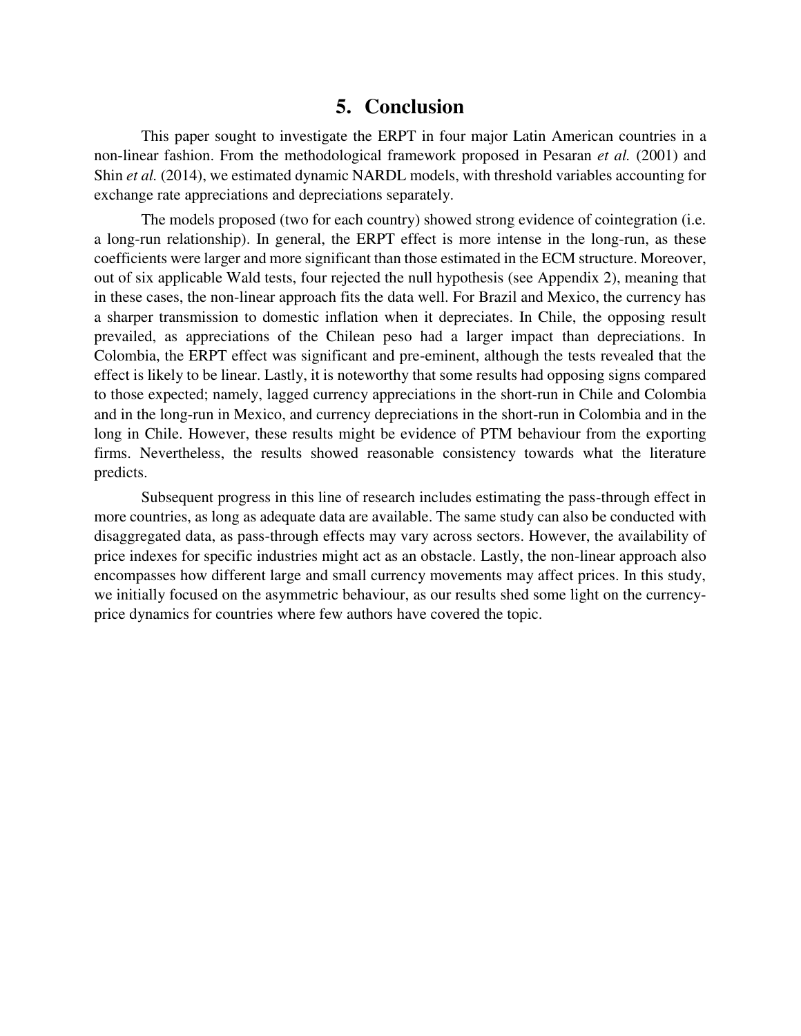## 5. Conclusion

This paper sought to investigate the ERPT in four major Latin American countries in a non-linear fashion. From the methodological framework proposed in Pesaran *et al.* (2001) and Shin *et al.* (2014), we estimated dynamic NARDL models, with threshold variables accounting for exchange rate appreciations and depreciations separately.

The models proposed (two for each country) showed strong evidence of cointegration (i.e. a long-run relationship). In general, the ERPT effect is more intense in the long-run, as these coefficients were larger and more significant than those estimated in the ECM structure. Moreover, out of six applicable Wald tests, four rejected the null hypothesis (see Appendix 2), meaning that in these cases, the non-linear approach fits the data well. For Brazil and Mexico, the currency has a sharper transmission to domestic inflation when it depreciates. In Chile, the opposing result prevailed, as appreciations of the Chilean peso had a larger impact than depreciations. In Colombia, the ERPT effect was significant and pre-eminent, although the tests revealed that the effect is likely to be linear. Lastly, it is noteworthy that some results had opposing signs compared to those expected; namely, lagged currency appreciations in the short-run in Chile and Colombia and in the long-run in Mexico, and currency depreciations in the short-run in Colombia and in the long in Chile. However, these results might be evidence of PTM behaviour from the exporting firms. Nevertheless, the results showed reasonable consistency towards what the literature predicts.

Subsequent progress in this line of research includes estimating the pass-through effect in more countries, as long as adequate data are available. The same study can also be conducted with disaggregated data, as pass-through effects may vary across sectors. However, the availability of price indexes for specific industries might act as an obstacle. Lastly, the non-linear approach also encompasses how different large and small currency movements may affect prices. In this study, we initially focused on the asymmetric behaviour, as our results shed some light on the currency-price dynamics for countries where few authors have covered the topic.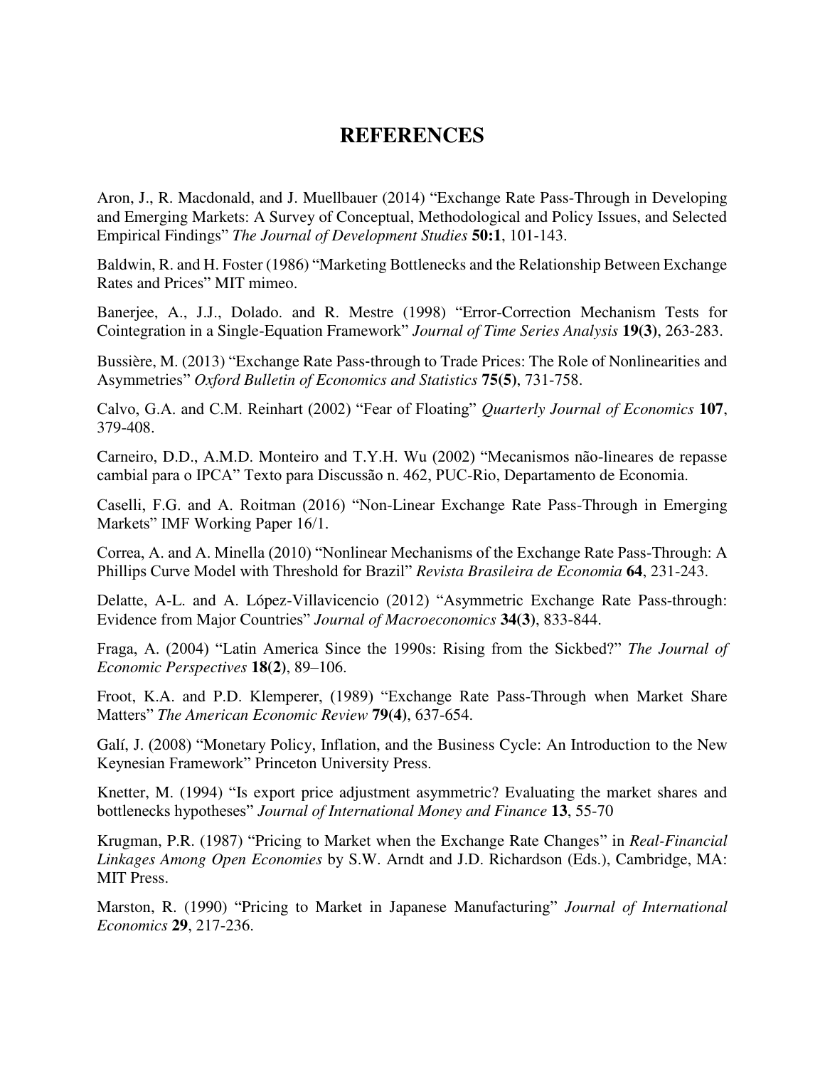# REFERENCES

Aron, J., R. Macdonald, and J. Muellbauer (2014) “Exchange Rate Pass-Through in Developing and Emerging Markets: A Survey of Conceptual, Methodological and Policy Issues, and Selected Empirical Findings” *The Journal of Development Studies* **50:1**, 101-143.

Baldwin, R. and H. Foster (1986) “Marketing Bottlenecks and the Relationship Between Exchange Rates and Prices” MIT mimeo.

Banerjee, A., J.J., Dolado. and R. Mestre (1998) “Error-Correction Mechanism Tests for Cointegration in a Single-Equation Framework” *Journal of Time Series Analysis* **19(3)**, 263-283.

Bussière, M. (2013) “Exchange Rate Pass-through to Trade Prices: The Role of Nonlinearities and Asymmetries” *Oxford Bulletin of Economics and Statistics* **75(5)**, 731-758.

Calvo, G.A. and C.M. Reinhart (2002) “Fear of Floating” *Quarterly Journal of Economics* **107**, 379-408.

Carneiro, D.D., A.M.D. Monteiro and T.Y.H. Wu (2002) “Mecanismos não-lineares de repasse cambial para o IPCA” Texto para Discussão n. 462, PUC-Rio, Departamento de Economia.

Caselli, F.G. and A. Roitman (2016) “Non-Linear Exchange Rate Pass-Through in Emerging Markets” IMF Working Paper 16/1.

Correa, A. and A. Minella (2010) “Nonlinear Mechanisms of the Exchange Rate Pass-Through: A Phillips Curve Model with Threshold for Brazil” *Revista Brasileira de Economia* **64**, 231-243.

Delatte, A-L. and A. López-Villavicencio (2012) “Asymmetric Exchange Rate Pass-through: Evidence from Major Countries” *Journal of Macroeconomics* **34(3)**, 833-844.

Fraga, A. (2004) “Latin America Since the 1990s: Rising from the Sickbed?” *The Journal of Economic Perspectives* **18(2)**, 89–106.

Froot, K.A. and P.D. Klemperer, (1989) “Exchange Rate Pass-Through when Market Share Matters” *The American Economic Review* **79(4)**, 637-654.

Galí, J. (2008) “Monetary Policy, Inflation, and the Business Cycle: An Introduction to the New Keynesian Framework” Princeton University Press.

Knetter, M. (1994) “Is export price adjustment asymmetric? Evaluating the market shares and bottlenecks hypotheses” *Journal of International Money and Finance* **13**, 55-70

Krugman, P.R. (1987) “Pricing to Market when the Exchange Rate Changes” in *Real-Financial Linkages Among Open Economies* by S.W. Arndt and J.D. Richardson (Eds.), Cambridge, MA: MIT Press.

Marston, R. (1990) “Pricing to Market in Japanese Manufacturing” *Journal of International Economics* **29**, 217-236.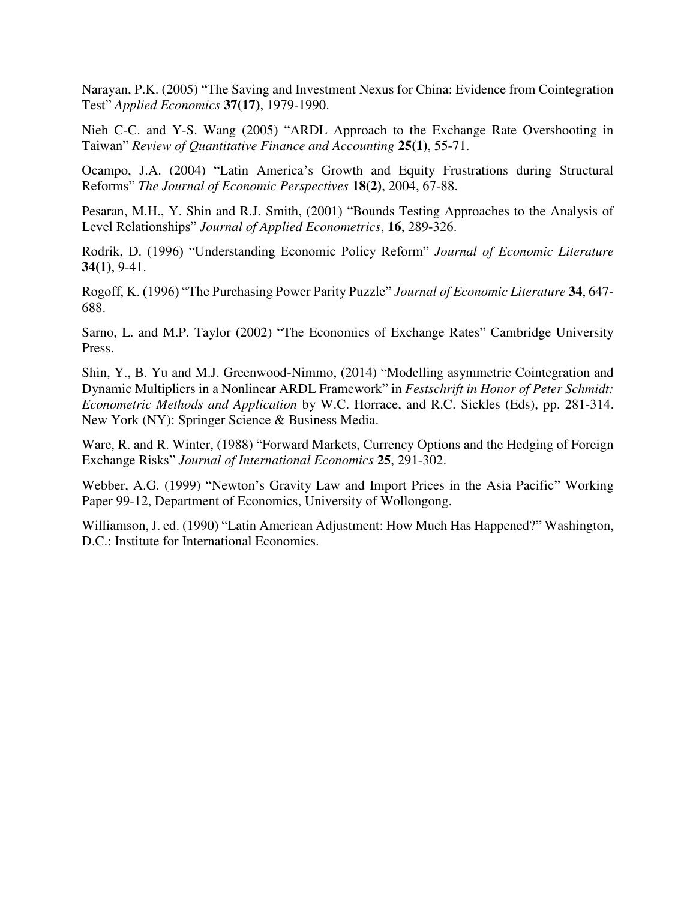Narayan, P.K. (2005) “The Saving and Investment Nexus for China: Evidence from Cointegration Test” *Applied Economics* **37(17)**, 1979-1990.

Nieh C-C. and Y-S. Wang (2005) “ARDL Approach to the Exchange Rate Overshooting in Taiwan” *Review of Quantitative Finance and Accounting* **25(1)**, 55-71.

Ocampo, J.A. (2004) “Latin America’s Growth and Equity Frustrations during Structural Reforms” *The Journal of Economic Perspectives* **18(2)**, 2004, 67-88.

Pesaran, M.H., Y. Shin and R.J. Smith, (2001) “Bounds Testing Approaches to the Analysis of Level Relationships” *Journal of Applied Econometrics*, **16**, 289-326.

Rodrik, D. (1996) “Understanding Economic Policy Reform” *Journal of Economic Literature* **34(1)**, 9-41.

Rogoff, K. (1996) “The Purchasing Power Parity Puzzle” *Journal of Economic Literature* **34**, 647-688.

Sarno, L. and M.P. Taylor (2002) “The Economics of Exchange Rates” Cambridge University Press.

Shin, Y., B. Yu and M.J. Greenwood-Nimmo, (2014) “Modelling asymmetric Cointegration and Dynamic Multipliers in a Nonlinear ARDL Framework” in *Festschrift in Honor of Peter Schmidt: Econometric Methods and Application* by W.C. Horrace, and R.C. Sickles (Eds), pp. 281-314. New York (NY): Springer Science & Business Media.

Ware, R. and R. Winter, (1988) “Forward Markets, Currency Options and the Hedging of Foreign Exchange Risks” *Journal of International Economics* **25**, 291-302.

Webber, A.G. (1999) “Newton’s Gravity Law and Import Prices in the Asia Pacific” Working Paper 99-12, Department of Economics, University of Wollongong.

Williamson, J. ed. (1990) “Latin American Adjustment: How Much Has Happened?” Washington, D.C.: Institute for International Economics.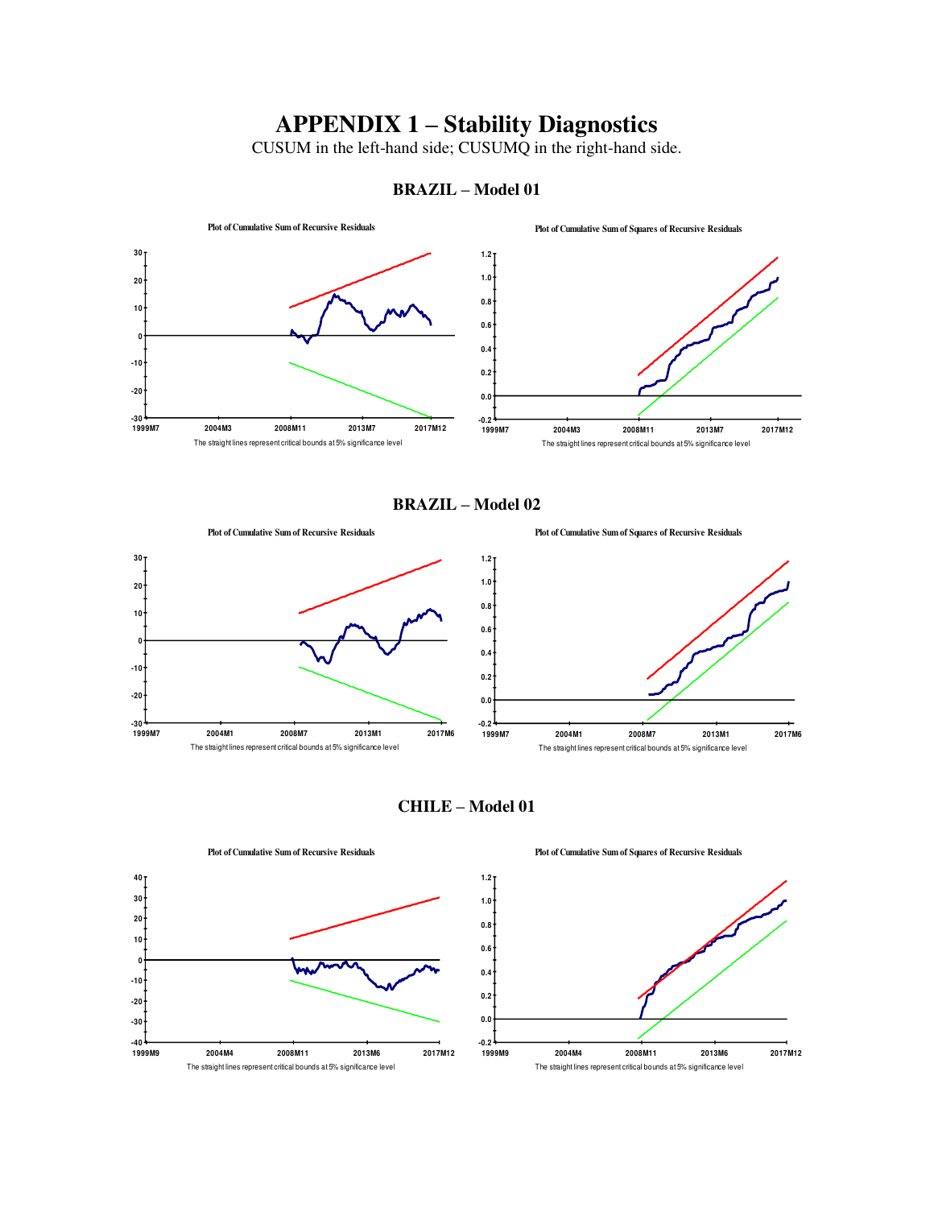# APPENDIX 1 – Stability Diagnostics

CUSUM in the left-hand side; CUSUMQ in the right-hand side.

### BRAZIL – Model 01

Plot of Cumulative Sum of Recursive Residuals

The straight lines represent critical bounds at 5% significance level

Plot of Cumulative Sum of Squares of Recursive Residuals

The straight lines represent critical bounds at 5% significance level

### BRAZIL – Model 02

Plot of Cumulative Sum of Recursive Residuals

The straight lines represent critical bounds at 5% significance level

Plot of Cumulative Sum of Squares of Recursive Residuals

The straight lines represent critical bounds at 5% significance level

### CHILE – Model 01

Plot of Cumulative Sum of Recursive Residuals

The straight lines represent critical bounds at 5% significance level

Plot of Cumulative Sum of Squares of Recursive Residuals

The straight lines represent critical bounds at 5% significance level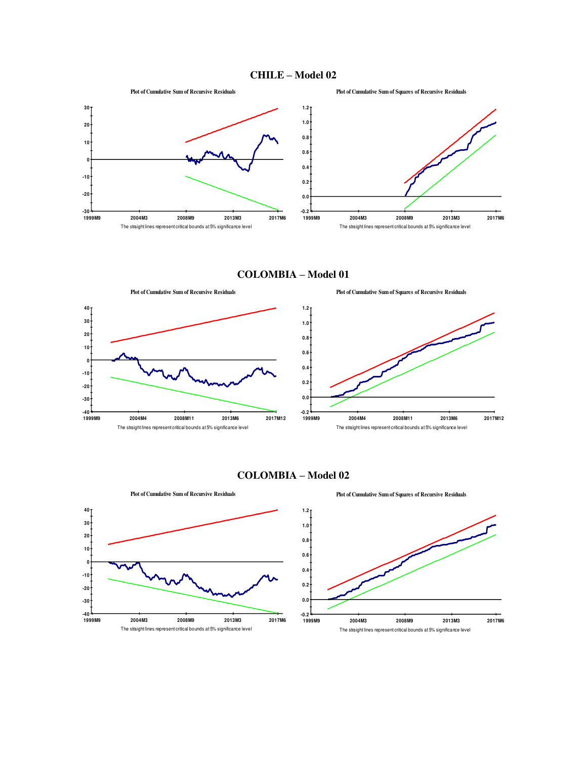## CHILE – Model 02

**Plot of Cumulative Sum of Recursive Residuals**

The straight lines represent critical bounds at 5% significance level

**Plot of Cumulative Sum of Squares of Recursive Residuals**

The straight lines represent critical bounds at 5% significance level

## COLOMBIA – Model 01

**Plot of Cumulative Sum of Recursive Residuals**

The straight lines represent critical bounds at 5% significance level

**Plot of Cumulative Sum of Squares of Recursive Residuals**

The straight lines represent critical bounds at 5% significance level

## COLOMBIA – Model 02

**Plot of Cumulative Sum of Recursive Residuals**

The straight lines represent critical bounds at 5% significance level

**Plot of Cumulative Sum of Squares of Recursive Residuals**

The straight lines represent critical bounds at 5% significance level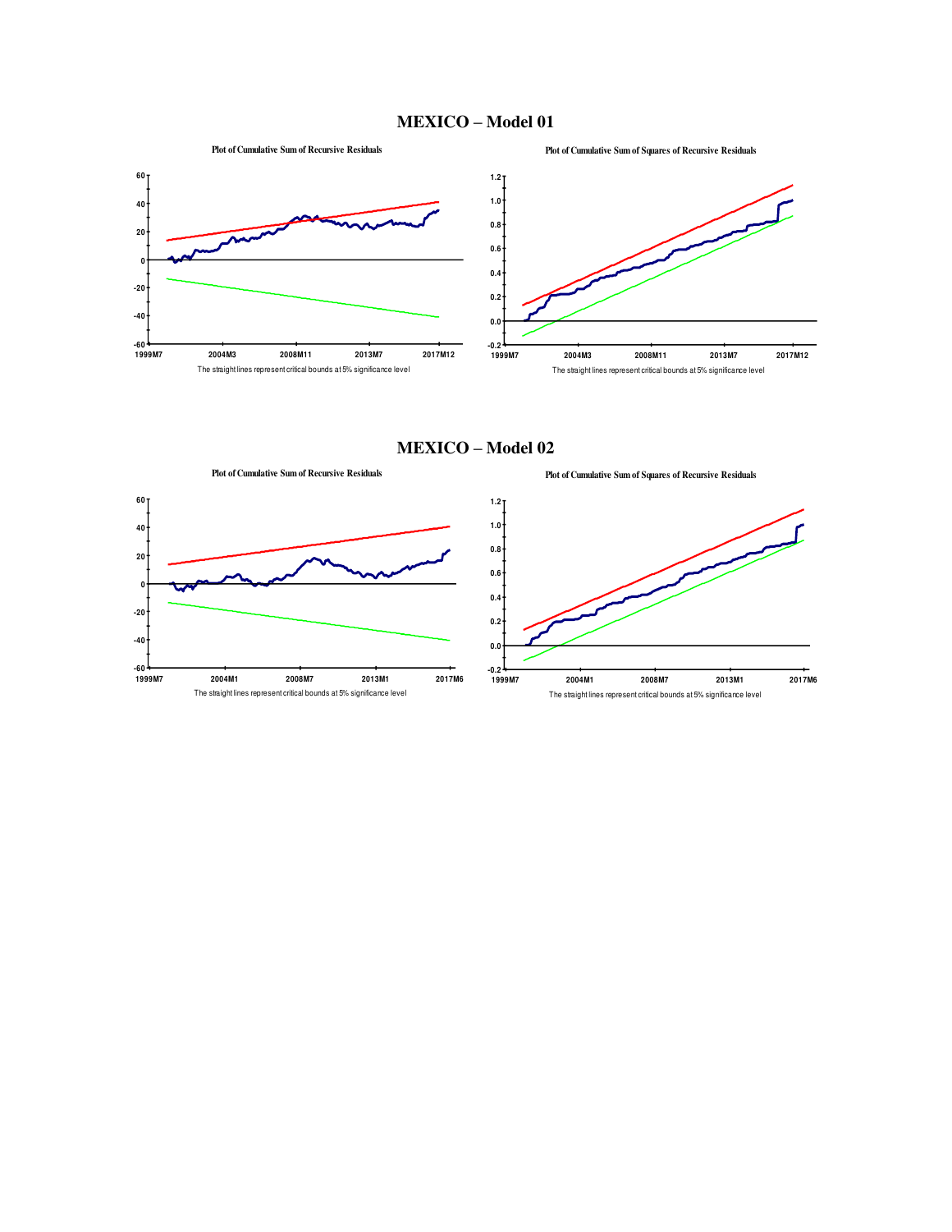# MEXICO – Model 01

**Plot of Cumulative Sum of Recursive Residuals**

The straight lines represent critical bounds at 5% significance level

**Plot of Cumulative Sum of Squares of Recursive Residuals**

The straight lines represent critical bounds at 5% significance level

# MEXICO – Model 02

**Plot of Cumulative Sum of Recursive Residuals**

The straight lines represent critical bounds at 5% significance level

**Plot of Cumulative Sum of Squares of Recursive Residuals**

The straight lines represent critical bounds at 5% significance level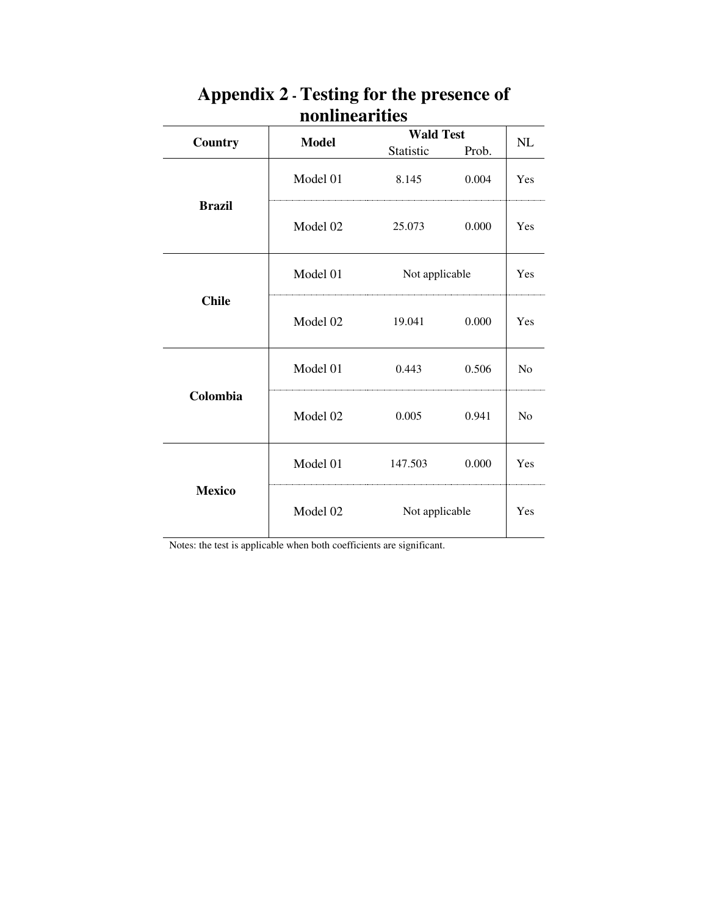# Appendix 2 - Testing for the presence of nonlinearities

| Country | Model | Wald Test | | NL |
|---|---|---|---|---|
| | | Statistic | Prob. | |
| **Brazil** | Model 01 | 8.145 | 0.004 | Yes |
| | Model 02 | 25.073 | 0.000 | Yes |
| **Chile** | Model 01 | Not applicable | | Yes |
| | Model 02 | 19.041 | 0.000 | Yes |
| **Colombia** | Model 01 | 0.443 | 0.506 | No |
| | Model 02 | 0.005 | 0.941 | No |
| **Mexico** | Model 01 | 147.503 | 0.000 | Yes |
| | Model 02 | Not applicable | | Yes |

Notes: the test is applicable when both coefficients are significant.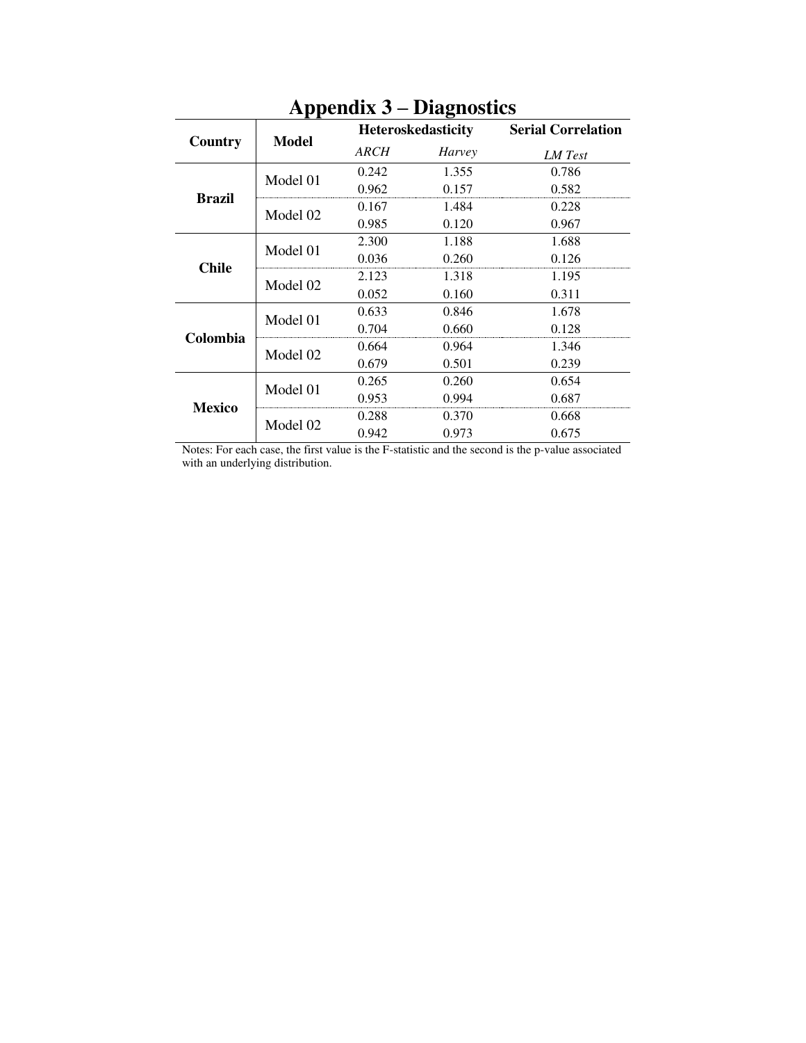# Appendix 3 – Diagnostics

| Country | Model | Heteroskedasticity | | Serial Correlation |
|---|---|---|---|---|
| | | *ARCH* | *Harvey* | *LM Test* |
| **Brazil** | Model 01 | 0.242 | 1.355 | 0.786 |
| | | 0.962 | 0.157 | 0.582 |
| | Model 02 | 0.167 | 1.484 | 0.228 |
| | | 0.985 | 0.120 | 0.967 |
| **Chile** | Model 01 | 2.300 | 1.188 | 1.688 |
| | | 0.036 | 0.260 | 0.126 |
| | Model 02 | 2.123 | 1.318 | 1.195 |
| | | 0.052 | 0.160 | 0.311 |
| **Colombia** | Model 01 | 0.633 | 0.846 | 1.678 |
| | | 0.704 | 0.660 | 0.128 |
| | Model 02 | 0.664 | 0.964 | 1.346 |
| | | 0.679 | 0.501 | 0.239 |
| **Mexico** | Model 01 | 0.265 | 0.260 | 0.654 |
| | | 0.953 | 0.994 | 0.687 |
| | Model 02 | 0.288 | 0.370 | 0.668 |
| | | 0.942 | 0.973 | 0.675 |

Notes: For each case, the first value is the F-statistic and the second is the p-value associated with an underlying distribution.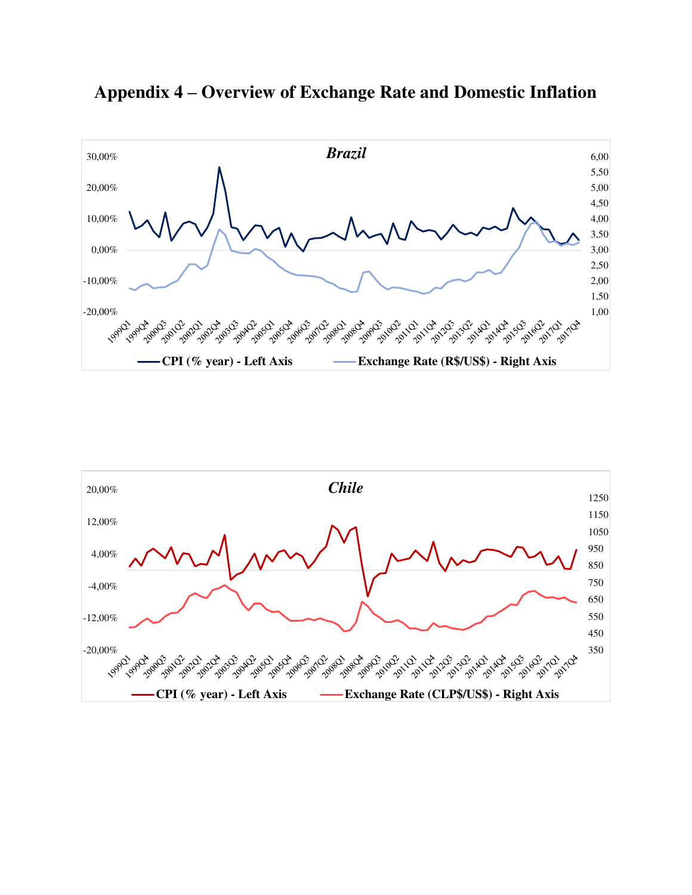# Appendix 4 – Overview of Exchange Rate and Domestic Inflation

***Brazil***

30,00% | 20,00% | 10,00% | 0,00% | -10,00% | -20,00%

6,00 | 5,50 | 5,00 | 4,50 | 4,00 | 3,50 | 3,00 | 2,50 | 2,00 | 1,50 | 1,00

1999Q1 1999Q4 2000Q3 2001Q2 2002Q1 2002Q4 2003Q3 2004Q2 2005Q1 2005Q4 2006Q3 2007Q2 2008Q1 2008Q4 2009Q3 2010Q2 2011Q1 2011Q4 2012Q3 2013Q2 2014Q1 2014Q4 2015Q3 2016Q2 2017Q1 2017Q4

**CPI (% year) - Left Axis** **Exchange Rate (R$/US$) - Right Axis**

***Chile***

20,00% | 12,00% | 4,00% | -4,00% | -12,00% | -20,00%

1250 | 1150 | 1050 | 950 | 850 | 750 | 650 | 550 | 450 | 350

1999Q1 1999Q4 2000Q3 2001Q2 2002Q1 2002Q4 2003Q3 2004Q2 2005Q1 2005Q4 2006Q3 2007Q2 2008Q1 2008Q4 2009Q3 2010Q2 2011Q1 2011Q4 2012Q3 2013Q2 2014Q1 2014Q4 2015Q3 2016Q2 2017Q1 2017Q4

**CPI (% year) - Left Axis** **Exchange Rate (CLP$/US$) - Right Axis**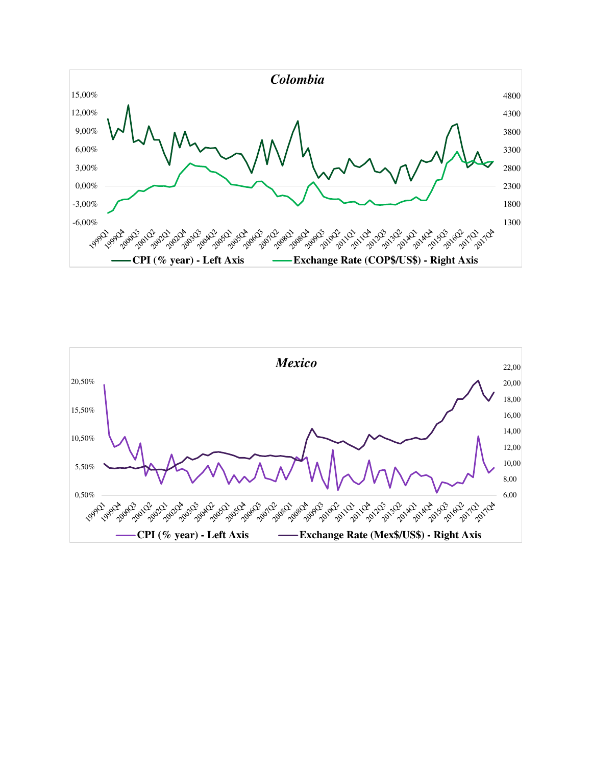*Colombia*

15,00%
12,00%
9,00%
6,00%
3,00%
0,00%
-3,00%
-6,00%

4800
4300
3800
3300
2800
2300
1800
1300

1999Q1 1999Q4 2000Q3 2001Q2 2002Q1 2002Q4 2003Q3 2004Q2 2005Q1 2005Q4 2006Q3 2007Q2 2008Q1 2008Q4 2009Q3 2010Q2 2011Q1 2011Q4 2012Q3 2013Q2 2014Q1 2014Q4 2015Q3 2016Q2 2017Q1 2017Q4

**CPI (% year) - Left Axis** **Exchange Rate (COP$/US$) - Right Axis**

*Mexico*

20,50%
15,50%
10,50%
5,50%
0,50%

22,00
20,00
18,00
16,00
14,00
12,00
10,00
8,00
6,00

1999Q1 1999Q4 2000Q3 2001Q2 2002Q1 2002Q4 2003Q3 2004Q2 2005Q1 2005Q4 2006Q3 2007Q2 2008Q1 2008Q4 2009Q3 2010Q2 2011Q1 2011Q4 2012Q3 2013Q2 2014Q1 2014Q4 2015Q3 2016Q2 2017Q1 2017Q4

**CPI (% year) - Left Axis** **Exchange Rate (Mex$/US$) - Right Axis**